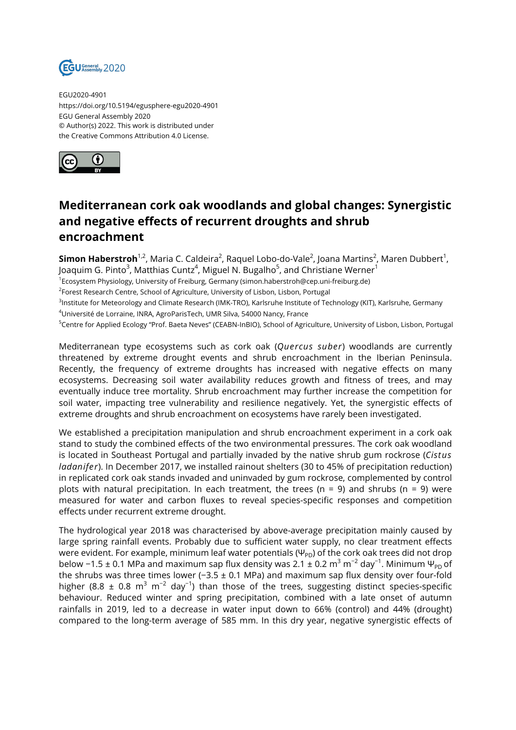EGU2020-4901
https://doi.org/10.5194/egusphere-egu2020-4901
EGU General Assembly 2020
© Author(s) 2022. This work is distributed under
the Creative Commons Attribution 4.0 License.

# Mediterranean cork oak woodlands and global changes: Synergistic and negative effects of recurrent droughts and shrub encroachment

**Simon Haberstroh**[1,2], Maria C. Caldeira[2], Raquel Lobo-do-Vale[2], Joana Martins[2], Maren Dubbert[1], Joaquim G. Pinto[3], Matthias Cuntz[4], Miguel N. Bugalho[5], and Christiane Werner[1]

[1]Ecosystem Physiology, University of Freiburg, Germany (simon.haberstroh@cep.uni-freiburg.de)
[2]Forest Research Centre, School of Agriculture, University of Lisbon, Lisbon, Portugal
[3]Institute for Meteorology and Climate Research (IMK-TRO), Karlsruhe Institute of Technology (KIT), Karlsruhe, Germany
[4]Université de Lorraine, INRA, AgroParisTech, UMR Silva, 54000 Nancy, France
[5]Centre for Applied Ecology "Prof. Baeta Neves" (CEABN-InBIO), School of Agriculture, University of Lisbon, Lisbon, Portugal

Mediterranean type ecosystems such as cork oak (*Quercus suber*) woodlands are currently threatened by extreme drought events and shrub encroachment in the Iberian Peninsula. Recently, the frequency of extreme droughts has increased with negative effects on many ecosystems. Decreasing soil water availability reduces growth and fitness of trees, and may eventually induce tree mortality. Shrub encroachment may further increase the competition for soil water, impacting tree vulnerability and resilience negatively. Yet, the synergistic effects of extreme droughts and shrub encroachment on ecosystems have rarely been investigated.

We established a precipitation manipulation and shrub encroachment experiment in a cork oak stand to study the combined effects of the two environmental pressures. The cork oak woodland is located in Southeast Portugal and partially invaded by the native shrub gum rockrose (*Cistus ladanifer*). In December 2017, we installed rainout shelters (30 to 45% of precipitation reduction) in replicated cork oak stands invaded and uninvaded by gum rockrose, complemented by control plots with natural precipitation. In each treatment, the trees (n = 9) and shrubs (n = 9) were measured for water and carbon fluxes to reveal species-specific responses and competition effects under recurrent extreme drought.

The hydrological year 2018 was characterised by above-average precipitation mainly caused by large spring rainfall events. Probably due to sufficient water supply, no clear treatment effects were evident. For example, minimum leaf water potentials ($\Psi_{PD}$) of the cork oak trees did not drop below −1.5 ± 0.1 MPa and maximum sap flux density was 2.1 ± 0.2 $m^3$ $m^{-2}$ $day^{-1}$. Minimum $\Psi_{PD}$ of the shrubs was three times lower (−3.5 ± 0.1 MPa) and maximum sap flux density over four-fold higher (8.8 ± 0.8 $m^3$ $m^{-2}$ $day^{-1}$) than those of the trees, suggesting distinct species-specific behaviour. Reduced winter and spring precipitation, combined with a late onset of autumn rainfalls in 2019, led to a decrease in water input down to 66% (control) and 44% (drought) compared to the long-term average of 585 mm. In this dry year, negative synergistic effects of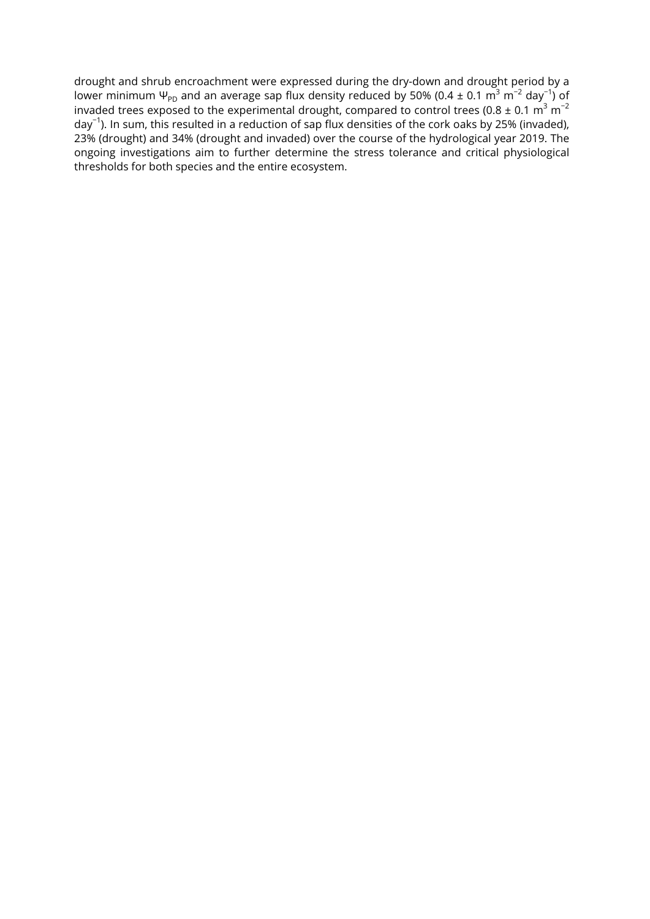drought and shrub encroachment were expressed during the dry-down and drought period by a lower minimum $\Psi_{PD}$ and an average sap flux density reduced by 50% (0.4 ± 0.1 $m^3$ $m^{-2}$ $day^{-1}$) of invaded trees exposed to the experimental drought, compared to control trees (0.8 ± 0.1 $m^3$ $m^{-2}$ $day^{-1}$). In sum, this resulted in a reduction of sap flux densities of the cork oaks by 25% (invaded), 23% (drought) and 34% (drought and invaded) over the course of the hydrological year 2019. The ongoing investigations aim to further determine the stress tolerance and critical physiological thresholds for both species and the entire ecosystem.